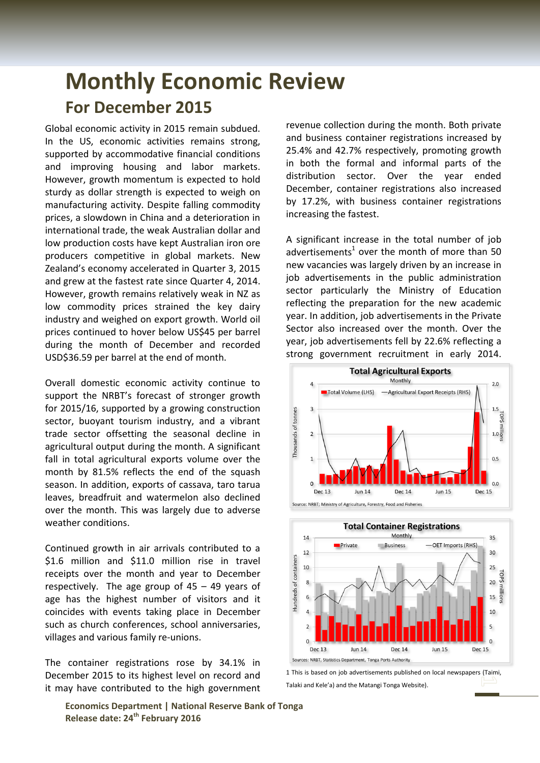# Monthly Economic Review

## For December 2015

Global economic activity in 2015 remain subdued. In the US, economic activities remains strong, supported by accommodative financial conditions and improving housing and labor markets. However, growth momentum is expected to hold sturdy as dollar strength is expected to weigh on manufacturing activity. Despite falling commodity prices, a slowdown in China and a deterioration in international trade, the weak Australian dollar and low production costs have kept Australian iron ore producers competitive in global markets. New Zealand's economy accelerated in Quarter 3, 2015 and grew at the fastest rate since Quarter 4, 2014. However, growth remains relatively weak in NZ as low commodity prices strained the key dairy industry and weighed on export growth. World oil prices continued to hover below US$45 per barrel during the month of December and recorded USD$36.59 per barrel at the end of month.

Overall domestic economic activity continue to support the NRBT's forecast of stronger growth for 2015/16, supported by a growing construction sector, buoyant tourism industry, and a vibrant trade sector offsetting the seasonal decline in agricultural output during the month. A significant fall in total agricultural exports volume over the month by 81.5% reflects the end of the squash season. In addition, exports of cassava, taro tarua leaves, breadfruit and watermelon also declined over the month. This was largely due to adverse weather conditions.

Continued growth in air arrivals contributed to a $1.6 million and $11.0 million rise in travel receipts over the month and year to December respectively. The age group of 45 – 49 years of age has the highest number of visitors and it coincides with events taking place in December such as church conferences, school anniversaries, villages and various family re-unions.

The container registrations rose by 34.1% in December 2015 to its highest level on record and it may have contributed to the high government revenue collection during the month. Both private and business container registrations increased by 25.4% and 42.7% respectively, promoting growth in both the formal and informal parts of the distribution sector. Over the year ended December, container registrations also increased by 17.2%, with business container registrations increasing the fastest.

A significant increase in the total number of job advertisements[1] over the month of more than 50 new vacancies was largely driven by an increase in job advertisements in the public administration sector particularly the Ministry of Education reflecting the preparation for the new academic year. In addition, job advertisements in the Private Sector also increased over the month. Over the year, job advertisements fell by 22.6% reflecting a strong government recruitment in early 2014.

**Total Agricultural Exports**
Monthly

Source: NRBT; Ministry of Agriculture, Forestry, Food and Fisheries

**Total Container Registrations**
Monthly

Sources: NRBT, Statistics Department, Tonga Ports Authority

[1] This is based on job advertisements published on local newspapers (Taimi, Talaki and Kele'a) and the Matangi Tonga Website).

**Economics Department | National Reserve Bank of Tonga**
**Release date: 24th February 2016**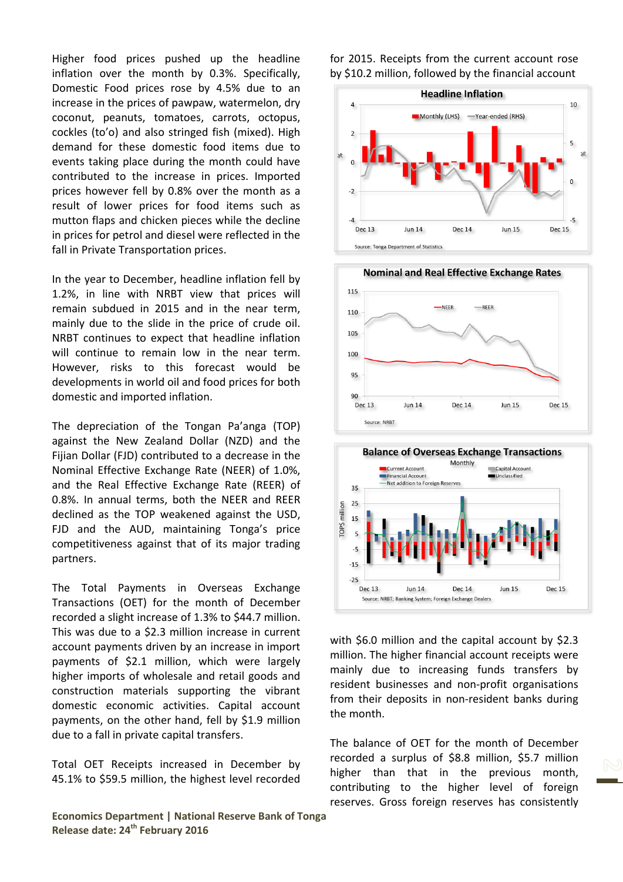Higher food prices pushed up the headline inflation over the month by 0.3%. Specifically, Domestic Food prices rose by 4.5% due to an increase in the prices of pawpaw, watermelon, dry coconut, peanuts, tomatoes, carrots, octopus, cockles (to'o) and also stringed fish (mixed). High demand for these domestic food items due to events taking place during the month could have contributed to the increase in prices. Imported prices however fell by 0.8% over the month as a result of lower prices for food items such as mutton flaps and chicken pieces while the decline in prices for petrol and diesel were reflected in the fall in Private Transportation prices.

In the year to December, headline inflation fell by 1.2%, in line with NRBT view that prices will remain subdued in 2015 and in the near term, mainly due to the slide in the price of crude oil. NRBT continues to expect that headline inflation will continue to remain low in the near term. However, risks to this forecast would be developments in world oil and food prices for both domestic and imported inflation.

The depreciation of the Tongan Pa'anga (TOP) against the New Zealand Dollar (NZD) and the Fijian Dollar (FJD) contributed to a decrease in the Nominal Effective Exchange Rate (NEER) of 1.0%, and the Real Effective Exchange Rate (REER) of 0.8%. In annual terms, both the NEER and REER declined as the TOP weakened against the USD, FJD and the AUD, maintaining Tonga's price competitiveness against that of its major trading partners.

The Total Payments in Overseas Exchange Transactions (OET) for the month of December recorded a slight increase of 1.3% to $44.7 million. This was due to a $2.3 million increase in current account payments driven by an increase in import payments of $2.1 million, which were largely higher imports of wholesale and retail goods and construction materials supporting the vibrant domestic economic activities. Capital account payments, on the other hand, fell by $1.9 million due to a fall in private capital transfers.

Total OET Receipts increased in December by 45.1% to $59.5 million, the highest level recorded for 2015. Receipts from the current account rose by $10.2 million, followed by the financial account with $6.0 million and the capital account by $2.3 million. The higher financial account receipts were mainly due to increasing funds transfers by resident businesses and non-profit organisations from their deposits in non-resident banks during the month.

The balance of OET for the month of December recorded a surplus of $8.8 million, $5.7 million higher than that in the previous month, contributing to the higher level of foreign reserves. Gross foreign reserves has consistently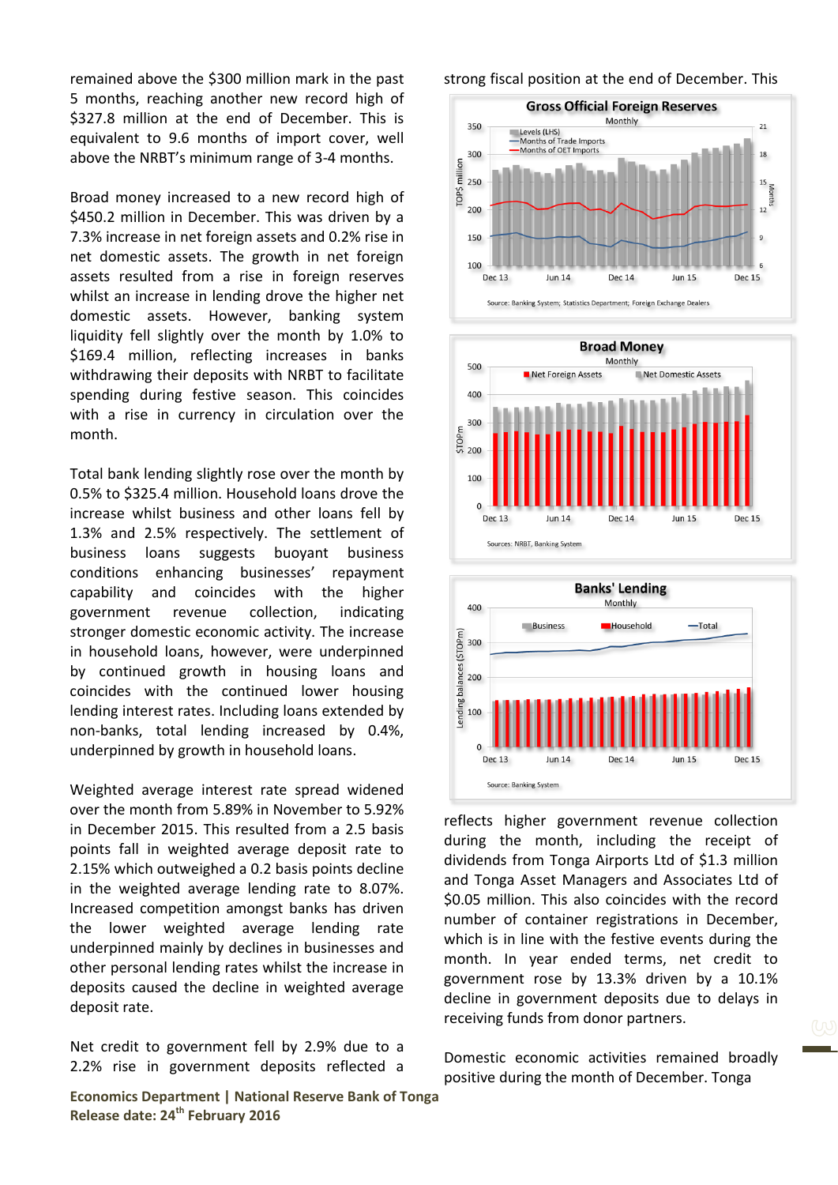remained above the $300 million mark in the past 5 months, reaching another new record high of $327.8 million at the end of December. This is equivalent to 9.6 months of import cover, well above the NRBT's minimum range of 3-4 months.

Broad money increased to a new record high of $450.2 million in December. This was driven by a 7.3% increase in net foreign assets and 0.2% rise in net domestic assets. The growth in net foreign assets resulted from a rise in foreign reserves whilst an increase in lending drove the higher net domestic assets. However, banking system liquidity fell slightly over the month by 1.0% to $169.4 million, reflecting increases in banks withdrawing their deposits with NRBT to facilitate spending during festive season. This coincides with a rise in currency in circulation over the month.

Total bank lending slightly rose over the month by 0.5% to $325.4 million. Household loans drove the increase whilst business and other loans fell by 1.3% and 2.5% respectively. The settlement of business loans suggests buoyant business conditions enhancing businesses' repayment capability and coincides with the higher government revenue collection, indicating stronger domestic economic activity. The increase in household loans, however, were underpinned by continued growth in housing loans and coincides with the continued lower housing lending interest rates. Including loans extended by non-banks, total lending increased by 0.4%, underpinned by growth in household loans.

Weighted average interest rate spread widened over the month from 5.89% in November to 5.92% in December 2015. This resulted from a 2.5 basis points fall in weighted average deposit rate to 2.15% which outweighed a 0.2 basis points decline in the weighted average lending rate to 8.07%. Increased competition amongst banks has driven the lower weighted average lending rate underpinned mainly by declines in businesses and other personal lending rates whilst the increase in deposits caused the decline in weighted average deposit rate.

Net credit to government fell by 2.9% due to a 2.2% rise in government deposits reflected a strong fiscal position at the end of December. This reflects higher government revenue collection during the month, including the receipt of dividends from Tonga Airports Ltd of $1.3 million and Tonga Asset Managers and Associates Ltd of $0.05 million. This also coincides with the record number of container registrations in December, which is in line with the festive events during the month. In year ended terms, net credit to government rose by 13.3% driven by a 10.1% decline in government deposits due to delays in receiving funds from donor partners.

Domestic economic activities remained broadly positive during the month of December. Tonga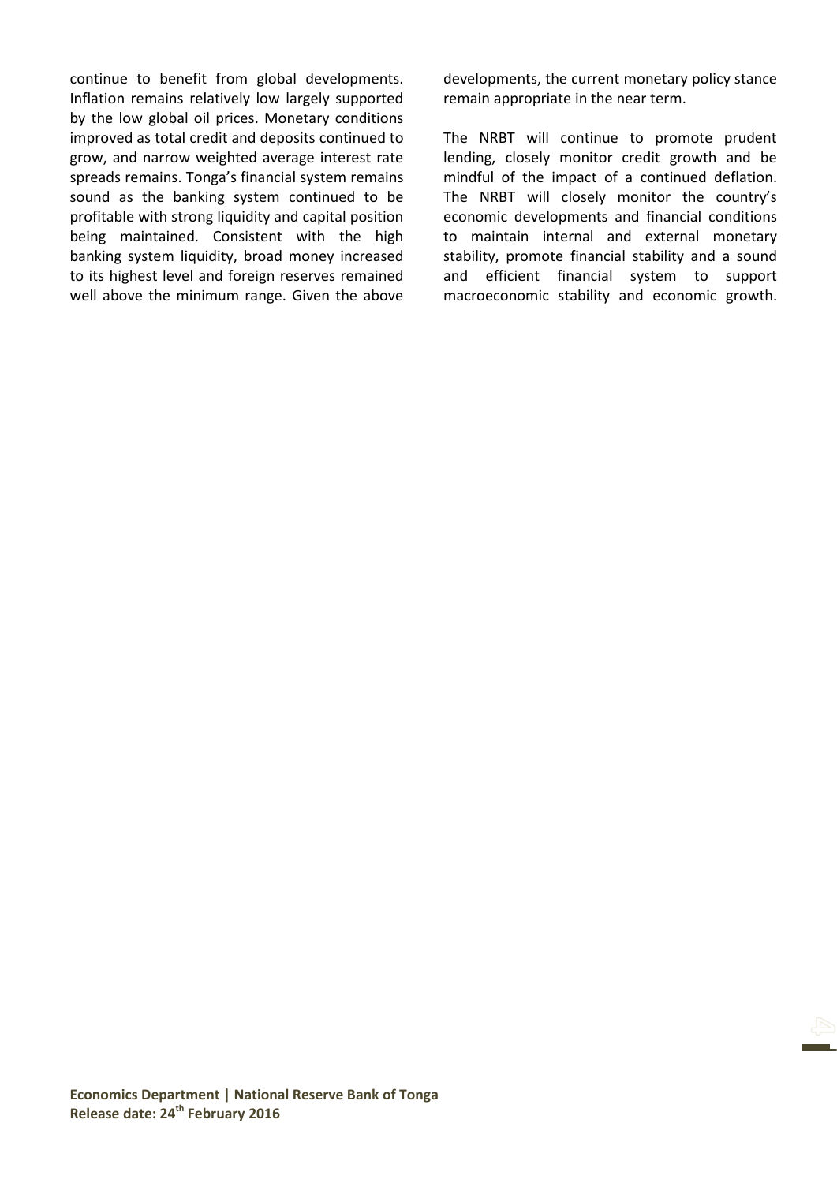continue to benefit from global developments. Inflation remains relatively low largely supported by the low global oil prices. Monetary conditions improved as total credit and deposits continued to grow, and narrow weighted average interest rate spreads remains. Tonga's financial system remains sound as the banking system continued to be profitable with strong liquidity and capital position being maintained. Consistent with the high banking system liquidity, broad money increased to its highest level and foreign reserves remained well above the minimum range. Given the above developments, the current monetary policy stance remain appropriate in the near term.

The NRBT will continue to promote prudent lending, closely monitor credit growth and be mindful of the impact of a continued deflation. The NRBT will closely monitor the country's economic developments and financial conditions to maintain internal and external monetary stability, promote financial stability and a sound and efficient financial system to support macroeconomic stability and economic growth.

**Economics Department | National Reserve Bank of Tonga**
**Release date: 24th February 2016**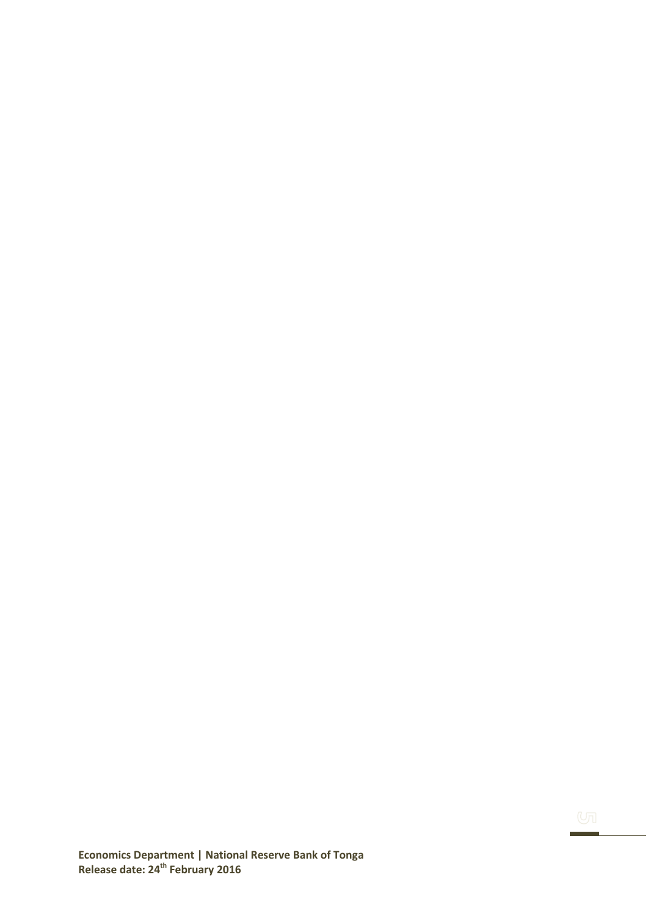**Economics Department | National Reserve Bank of Tonga**
**Release date: 24th February 2016**